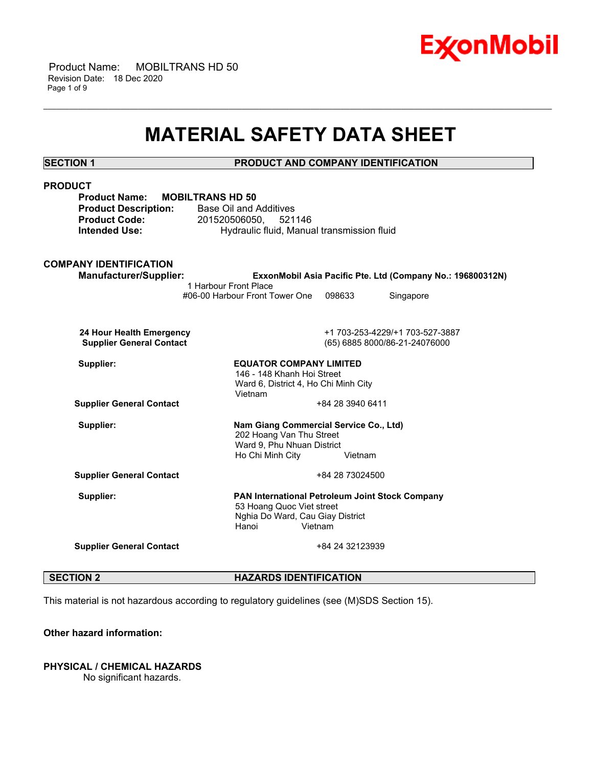# MATERIAL SAFETY DATA SHEET

## SECTION 1 PRODUCT AND COMPANY IDENTIFICATION

### PRODUCT

**Product Name:** **MOBILTRANS HD 50**
**Product Description:** Base Oil and Additives
**Product Code:** 201520506050, 521146
**Intended Use:** Hydraulic fluid, Manual transmission fluid

### COMPANY IDENTIFICATION

**Manufacturer/Supplier:** **ExxonMobil Asia Pacific Pte. Ltd (Company No.: 196800312N)**
1 Harbour Front Place
#06-00 Harbour Front Tower One 098633 Singapore

**24 Hour Health Emergency** +1 703-253-4229/+1 703-527-3887
**Supplier General Contact** (65) 6885 8000/86-21-24076000

**Supplier:** **EQUATOR COMPANY LIMITED**
146 - 148 Khanh Hoi Street
Ward 6, District 4, Ho Chi Minh City
Vietnam

**Supplier General Contact** +84 28 3940 6411

**Supplier:** **Nam Giang Commercial Service Co., Ltd)**
202 Hoang Van Thu Street
Ward 9, Phu Nhuan District
Ho Chi Minh City Vietnam

**Supplier General Contact** +84 28 73024500

**Supplier:** **PAN International Petroleum Joint Stock Company**
53 Hoang Quoc Viet street
Nghia Do Ward, Cau Giay District
Hanoi Vietnam

**Supplier General Contact** +84 24 32123939

## SECTION 2 HAZARDS IDENTIFICATION

This material is not hazardous according to regulatory guidelines (see (M)SDS Section 15).

**Other hazard information:**

**PHYSICAL / CHEMICAL HAZARDS**

No significant hazards.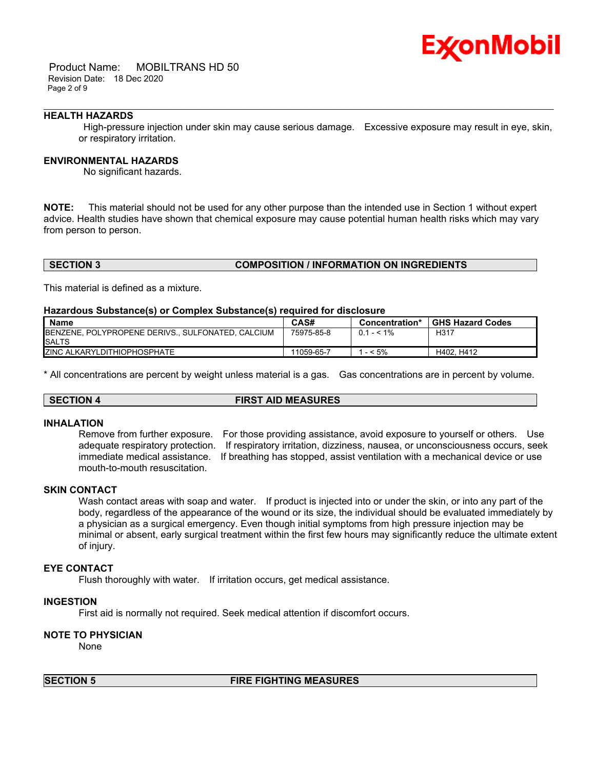### HEALTH HAZARDS

High-pressure injection under skin may cause serious damage. Excessive exposure may result in eye, skin, or respiratory irritation.

### ENVIRONMENTAL HAZARDS

No significant hazards.

**NOTE:** This material should not be used for any other purpose than the intended use in Section 1 without expert advice. Health studies have shown that chemical exposure may cause potential human health risks which may vary from person to person.

## SECTION 3 COMPOSITION / INFORMATION ON INGREDIENTS

This material is defined as a mixture.

**Hazardous Substance(s) or Complex Substance(s) required for disclosure**

| Name | CAS# | Concentration* | GHS Hazard Codes |
|---|---|---|---|
| BENZENE, POLYPROPENE DERIVS., SULFONATED, CALCIUM SALTS | 75975-85-8 | 0.1 - < 1% | H317 |
| ZINC ALKARYLDITHIOPHOSPHATE | 11059-65-7 | 1 - < 5% | H402, H412 |

* All concentrations are percent by weight unless material is a gas. Gas concentrations are in percent by volume.

## SECTION 4 FIRST AID MEASURES

### INHALATION

Remove from further exposure. For those providing assistance, avoid exposure to yourself or others. Use adequate respiratory protection. If respiratory irritation, dizziness, nausea, or unconsciousness occurs, seek immediate medical assistance. If breathing has stopped, assist ventilation with a mechanical device or use mouth-to-mouth resuscitation.

### SKIN CONTACT

Wash contact areas with soap and water. If product is injected into or under the skin, or into any part of the body, regardless of the appearance of the wound or its size, the individual should be evaluated immediately by a physician as a surgical emergency. Even though initial symptoms from high pressure injection may be minimal or absent, early surgical treatment within the first few hours may significantly reduce the ultimate extent of injury.

### EYE CONTACT

Flush thoroughly with water. If irritation occurs, get medical assistance.

### INGESTION

First aid is normally not required. Seek medical attention if discomfort occurs.

### NOTE TO PHYSICIAN

None

## SECTION 5 FIRE FIGHTING MEASURES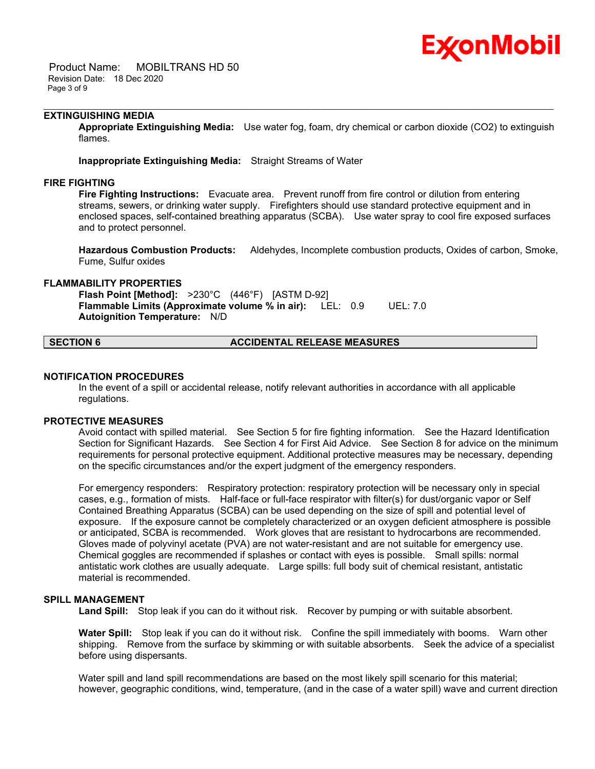### EXTINGUISHING MEDIA

**Appropriate Extinguishing Media:** Use water fog, foam, dry chemical or carbon dioxide ($CO_2$) to extinguish flames.

**Inappropriate Extinguishing Media:** Straight Streams of Water

### FIRE FIGHTING

**Fire Fighting Instructions:** Evacuate area. Prevent runoff from fire control or dilution from entering streams, sewers, or drinking water supply. Firefighters should use standard protective equipment and in enclosed spaces, self-contained breathing apparatus (SCBA). Use water spray to cool fire exposed surfaces and to protect personnel.

**Hazardous Combustion Products:** Aldehydes, Incomplete combustion products, Oxides of carbon, Smoke, Fume, Sulfur oxides

### FLAMMABILITY PROPERTIES

**Flash Point [Method]:** >230°C (446°F) [ASTM D-92]
**Flammable Limits (Approximate volume % in air):** LEL: 0.9 UEL: 7.0
**Autoignition Temperature:** N/D

## SECTION 6 ACCIDENTAL RELEASE MEASURES

### NOTIFICATION PROCEDURES

In the event of a spill or accidental release, notify relevant authorities in accordance with all applicable regulations.

### PROTECTIVE MEASURES

Avoid contact with spilled material. See Section 5 for fire fighting information. See the Hazard Identification Section for Significant Hazards. See Section 4 for First Aid Advice. See Section 8 for advice on the minimum requirements for personal protective equipment. Additional protective measures may be necessary, depending on the specific circumstances and/or the expert judgment of the emergency responders.

For emergency responders: Respiratory protection: respiratory protection will be necessary only in special cases, e.g., formation of mists. Half-face or full-face respirator with filter(s) for dust/organic vapor or Self Contained Breathing Apparatus (SCBA) can be used depending on the size of spill and potential level of exposure. If the exposure cannot be completely characterized or an oxygen deficient atmosphere is possible or anticipated, SCBA is recommended. Work gloves that are resistant to hydrocarbons are recommended. Gloves made of polyvinyl acetate (PVA) are not water-resistant and are not suitable for emergency use. Chemical goggles are recommended if splashes or contact with eyes is possible. Small spills: normal antistatic work clothes are usually adequate. Large spills: full body suit of chemical resistant, antistatic material is recommended.

### SPILL MANAGEMENT

**Land Spill:** Stop leak if you can do it without risk. Recover by pumping or with suitable absorbent.

**Water Spill:** Stop leak if you can do it without risk. Confine the spill immediately with booms. Warn other shipping. Remove from the surface by skimming or with suitable absorbents. Seek the advice of a specialist before using dispersants.

Water spill and land spill recommendations are based on the most likely spill scenario for this material; however, geographic conditions, wind, temperature, (and in the case of a water spill) wave and current direction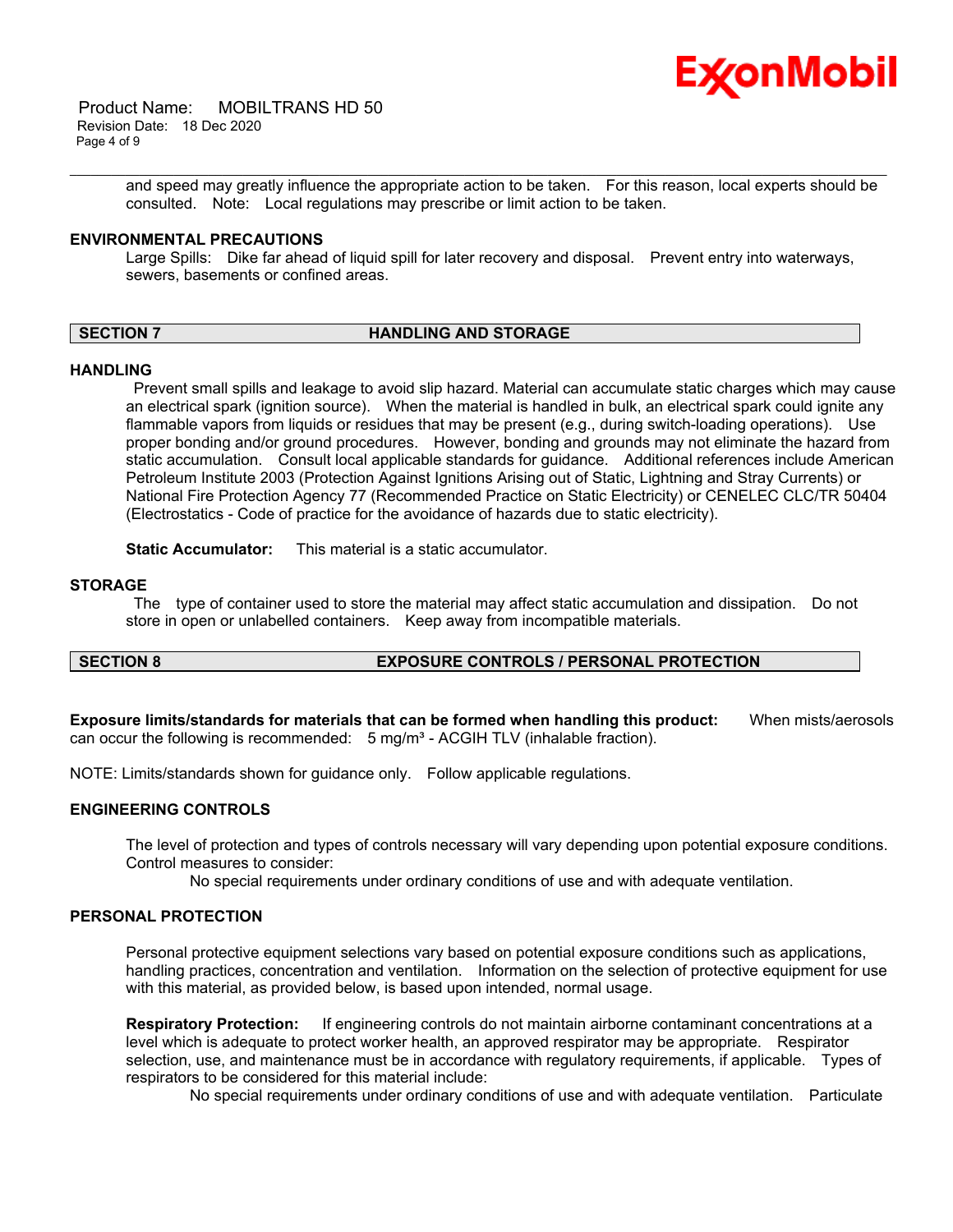and speed may greatly influence the appropriate action to be taken. For this reason, local experts should be consulted. Note: Local regulations may prescribe or limit action to be taken.

### ENVIRONMENTAL PRECAUTIONS

Large Spills: Dike far ahead of liquid spill for later recovery and disposal. Prevent entry into waterways, sewers, basements or confined areas.

## SECTION 7 HANDLING AND STORAGE

### HANDLING

Prevent small spills and leakage to avoid slip hazard. Material can accumulate static charges which may cause an electrical spark (ignition source). When the material is handled in bulk, an electrical spark could ignite any flammable vapors from liquids or residues that may be present (e.g., during switch-loading operations). Use proper bonding and/or ground procedures. However, bonding and grounds may not eliminate the hazard from static accumulation. Consult local applicable standards for guidance. Additional references include American Petroleum Institute 2003 (Protection Against Ignitions Arising out of Static, Lightning and Stray Currents) or National Fire Protection Agency 77 (Recommended Practice on Static Electricity) or CENELEC CLC/TR 50404 (Electrostatics - Code of practice for the avoidance of hazards due to static electricity).

**Static Accumulator:** This material is a static accumulator.

### STORAGE

The type of container used to store the material may affect static accumulation and dissipation. Do not store in open or unlabelled containers. Keep away from incompatible materials.

## SECTION 8 EXPOSURE CONTROLS / PERSONAL PROTECTION

**Exposure limits/standards for materials that can be formed when handling this product:** When mists/aerosols can occur the following is recommended: 5 mg/m³ - ACGIH TLV (inhalable fraction).

NOTE: Limits/standards shown for guidance only. Follow applicable regulations.

### ENGINEERING CONTROLS

The level of protection and types of controls necessary will vary depending upon potential exposure conditions. Control measures to consider:

No special requirements under ordinary conditions of use and with adequate ventilation.

### PERSONAL PROTECTION

Personal protective equipment selections vary based on potential exposure conditions such as applications, handling practices, concentration and ventilation. Information on the selection of protective equipment for use with this material, as provided below, is based upon intended, normal usage.

**Respiratory Protection:** If engineering controls do not maintain airborne contaminant concentrations at a level which is adequate to protect worker health, an approved respirator may be appropriate. Respirator selection, use, and maintenance must be in accordance with regulatory requirements, if applicable. Types of respirators to be considered for this material include:

No special requirements under ordinary conditions of use and with adequate ventilation. Particulate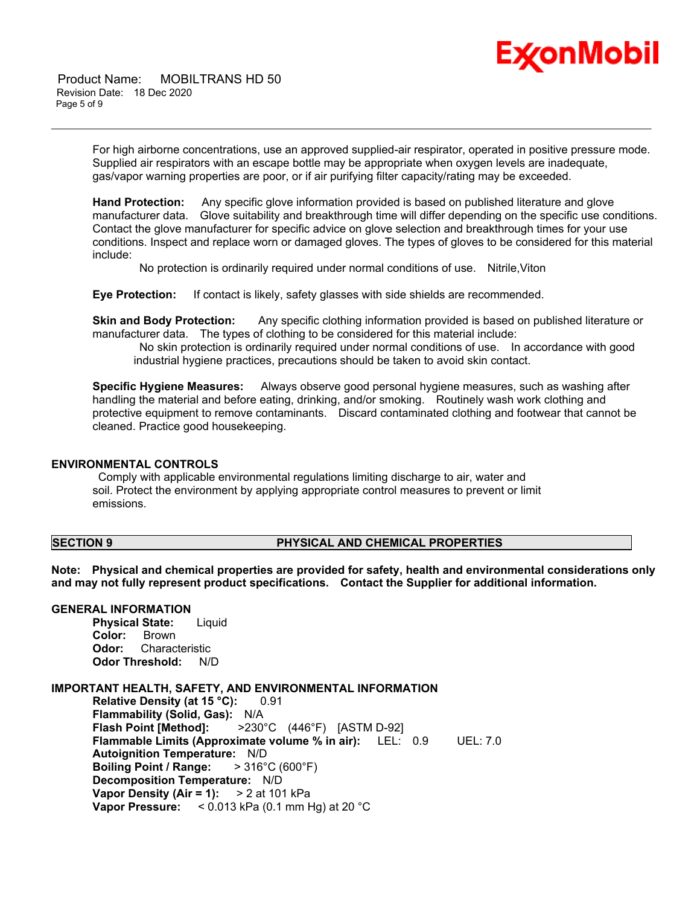For high airborne concentrations, use an approved supplied-air respirator, operated in positive pressure mode. Supplied air respirators with an escape bottle may be appropriate when oxygen levels are inadequate, gas/vapor warning properties are poor, or if air purifying filter capacity/rating may be exceeded.

**Hand Protection:** Any specific glove information provided is based on published literature and glove manufacturer data. Glove suitability and breakthrough time will differ depending on the specific use conditions. Contact the glove manufacturer for specific advice on glove selection and breakthrough times for your use conditions. Inspect and replace worn or damaged gloves. The types of gloves to be considered for this material include:

No protection is ordinarily required under normal conditions of use. Nitrile,Viton

**Eye Protection:** If contact is likely, safety glasses with side shields are recommended.

**Skin and Body Protection:** Any specific clothing information provided is based on published literature or manufacturer data. The types of clothing to be considered for this material include:

No skin protection is ordinarily required under normal conditions of use. In accordance with good industrial hygiene practices, precautions should be taken to avoid skin contact.

**Specific Hygiene Measures:** Always observe good personal hygiene measures, such as washing after handling the material and before eating, drinking, and/or smoking. Routinely wash work clothing and protective equipment to remove contaminants. Discard contaminated clothing and footwear that cannot be cleaned. Practice good housekeeping.

## ENVIRONMENTAL CONTROLS

Comply with applicable environmental regulations limiting discharge to air, water and soil. Protect the environment by applying appropriate control measures to prevent or limit emissions.

## SECTION 9 PHYSICAL AND CHEMICAL PROPERTIES

**Note: Physical and chemical properties are provided for safety, health and environmental considerations only and may not fully represent product specifications. Contact the Supplier for additional information.**

### GENERAL INFORMATION

**Physical State:** Liquid
**Color:** Brown
**Odor:** Characteristic
**Odor Threshold:** N/D

### IMPORTANT HEALTH, SAFETY, AND ENVIRONMENTAL INFORMATION

**Relative Density (at 15 °C):** 0.91
**Flammability (Solid, Gas):** N/A
**Flash Point [Method]:** >230°C (446°F) [ASTM D-92]
**Flammable Limits (Approximate volume % in air):** LEL: 0.9 UEL: 7.0
**Autoignition Temperature:** N/D
**Boiling Point / Range:** > 316°C (600°F)
**Decomposition Temperature:** N/D
**Vapor Density (Air = 1):** > 2 at 101 kPa
**Vapor Pressure:** < 0.013 kPa (0.1 mm Hg) at 20 °C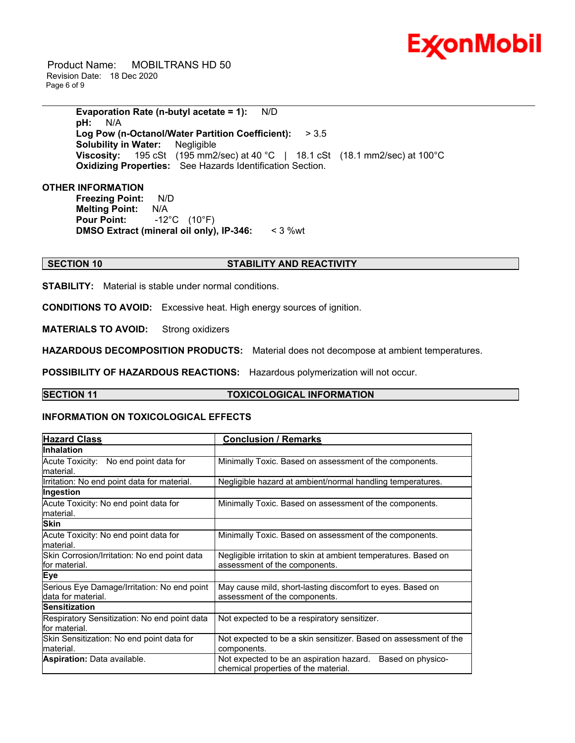**Evaporation Rate (n-butyl acetate = 1):** N/D
**pH:** N/A
**Log Pow (n-Octanol/Water Partition Coefficient):** > 3.5
**Solubility in Water:** Negligible
**Viscosity:** 195 cSt (195 mm2/sec) at 40 °C | 18.1 cSt (18.1 mm2/sec) at 100°C
**Oxidizing Properties:** See Hazards Identification Section.

**OTHER INFORMATION**

**Freezing Point:** N/D
**Melting Point:** N/A
**Pour Point:** -12°C (10°F)
**DMSO Extract (mineral oil only), IP-346:** < 3 %wt

## SECTION 10 STABILITY AND REACTIVITY

**STABILITY:** Material is stable under normal conditions.

**CONDITIONS TO AVOID:** Excessive heat. High energy sources of ignition.

**MATERIALS TO AVOID:** Strong oxidizers

**HAZARDOUS DECOMPOSITION PRODUCTS:** Material does not decompose at ambient temperatures.

**POSSIBILITY OF HAZARDOUS REACTIONS:** Hazardous polymerization will not occur.

## SECTION 11 TOXICOLOGICAL INFORMATION

### INFORMATION ON TOXICOLOGICAL EFFECTS

| Hazard Class | Conclusion / Remarks |
|---|---|
| **Inhalation** | |
| Acute Toxicity: No end point data for material. | Minimally Toxic. Based on assessment of the components. |
| Irritation: No end point data for material. | Negligible hazard at ambient/normal handling temperatures. |
| **Ingestion** | |
| Acute Toxicity: No end point data for material. | Minimally Toxic. Based on assessment of the components. |
| **Skin** | |
| Acute Toxicity: No end point data for material. | Minimally Toxic. Based on assessment of the components. |
| Skin Corrosion/Irritation: No end point data for material. | Negligible irritation to skin at ambient temperatures. Based on assessment of the components. |
| **Eye** | |
| Serious Eye Damage/Irritation: No end point data for material. | May cause mild, short-lasting discomfort to eyes. Based on assessment of the components. |
| **Sensitization** | |
| Respiratory Sensitization: No end point data for material. | Not expected to be a respiratory sensitizer. |
| Skin Sensitization: No end point data for material. | Not expected to be a skin sensitizer. Based on assessment of the components. |
| **Aspiration:** Data available. | Not expected to be an aspiration hazard. Based on physico-chemical properties of the material. |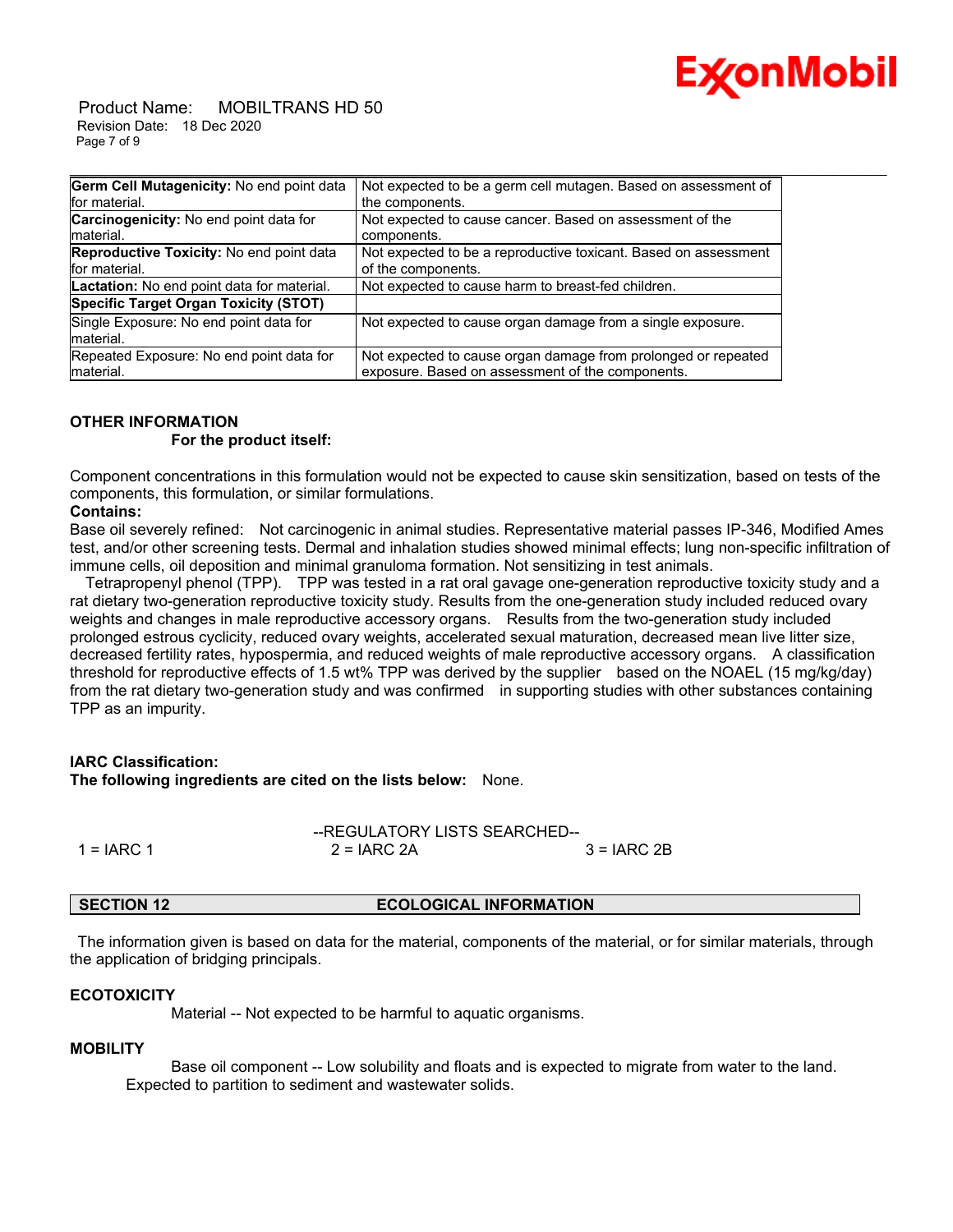| | |
|---|---|
| **Germ Cell Mutagenicity:** No end point data for material. | Not expected to be a germ cell mutagen. Based on assessment of the components. |
| **Carcinogenicity:** No end point data for material. | Not expected to cause cancer. Based on assessment of the components. |
| **Reproductive Toxicity:** No end point data for material. | Not expected to be a reproductive toxicant. Based on assessment of the components. |
| **Lactation:** No end point data for material. | Not expected to cause harm to breast-fed children. |
| **Specific Target Organ Toxicity (STOT)** | |
| Single Exposure: No end point data for material. | Not expected to cause organ damage from a single exposure. |
| Repeated Exposure: No end point data for material. | Not expected to cause organ damage from prolonged or repeated exposure. Based on assessment of the components. |

**OTHER INFORMATION**

**For the product itself:**

Component concentrations in this formulation would not be expected to cause skin sensitization, based on tests of the components, this formulation, or similar formulations.

**Contains:**

Base oil severely refined: Not carcinogenic in animal studies. Representative material passes IP-346, Modified Ames test, and/or other screening tests. Dermal and inhalation studies showed minimal effects; lung non-specific infiltration of immune cells, oil deposition and minimal granuloma formation. Not sensitizing in test animals.

Tetrapropenyl phenol (TPP). TPP was tested in a rat oral gavage one-generation reproductive toxicity study and a rat dietary two-generation reproductive toxicity study. Results from the one-generation study included reduced ovary weights and changes in male reproductive accessory organs. Results from the two-generation study included prolonged estrous cyclicity, reduced ovary weights, accelerated sexual maturation, decreased mean live litter size, decreased fertility rates, hypospermia, and reduced weights of male reproductive accessory organs. A classification threshold for reproductive effects of 1.5 wt% TPP was derived by the supplier based on the NOAEL (15 mg/kg/day) from the rat dietary two-generation study and was confirmed in supporting studies with other substances containing TPP as an impurity.

**IARC Classification:**

**The following ingredients are cited on the lists below:** None.

--REGULATORY LISTS SEARCHED--

1 = IARC 1 2 = IARC 2A 3 = IARC 2B

## SECTION 12 ECOLOGICAL INFORMATION

The information given is based on data for the material, components of the material, or for similar materials, through the application of bridging principals.

**ECOTOXICITY**

Material -- Not expected to be harmful to aquatic organisms.

**MOBILITY**

Base oil component -- Low solubility and floats and is expected to migrate from water to the land. Expected to partition to sediment and wastewater solids.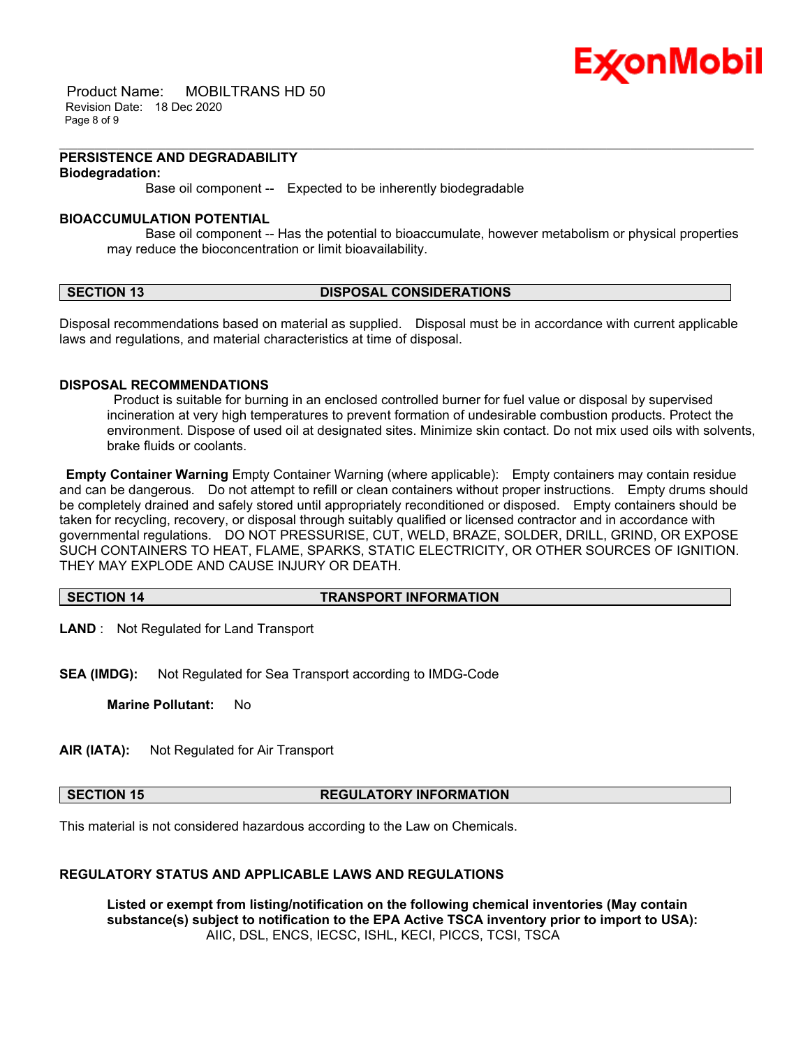**PERSISTENCE AND DEGRADABILITY**

**Biodegradation:**

Base oil component -- Expected to be inherently biodegradable

**BIOACCUMULATION POTENTIAL**

Base oil component -- Has the potential to bioaccumulate, however metabolism or physical properties may reduce the bioconcentration or limit bioavailability.

## SECTION 13 DISPOSAL CONSIDERATIONS

Disposal recommendations based on material as supplied. Disposal must be in accordance with current applicable laws and regulations, and material characteristics at time of disposal.

**DISPOSAL RECOMMENDATIONS**

Product is suitable for burning in an enclosed controlled burner for fuel value or disposal by supervised incineration at very high temperatures to prevent formation of undesirable combustion products. Protect the environment. Dispose of used oil at designated sites. Minimize skin contact. Do not mix used oils with solvents, brake fluids or coolants.

**Empty Container Warning** Empty Container Warning (where applicable): Empty containers may contain residue and can be dangerous. Do not attempt to refill or clean containers without proper instructions. Empty drums should be completely drained and safely stored until appropriately reconditioned or disposed. Empty containers should be taken for recycling, recovery, or disposal through suitably qualified or licensed contractor and in accordance with governmental regulations. DO NOT PRESSURISE, CUT, WELD, BRAZE, SOLDER, DRILL, GRIND, OR EXPOSE SUCH CONTAINERS TO HEAT, FLAME, SPARKS, STATIC ELECTRICITY, OR OTHER SOURCES OF IGNITION. THEY MAY EXPLODE AND CAUSE INJURY OR DEATH.

## SECTION 14 TRANSPORT INFORMATION

**LAND** : Not Regulated for Land Transport

**SEA (IMDG):** Not Regulated for Sea Transport according to IMDG-Code

**Marine Pollutant:** No

**AIR (IATA):** Not Regulated for Air Transport

## SECTION 15 REGULATORY INFORMATION

This material is not considered hazardous according to the Law on Chemicals.

**REGULATORY STATUS AND APPLICABLE LAWS AND REGULATIONS**

**Listed or exempt from listing/notification on the following chemical inventories (May contain substance(s) subject to notification to the EPA Active TSCA inventory prior to import to USA):**
AIIC, DSL, ENCS, IECSC, ISHL, KECI, PICCS, TCSI, TSCA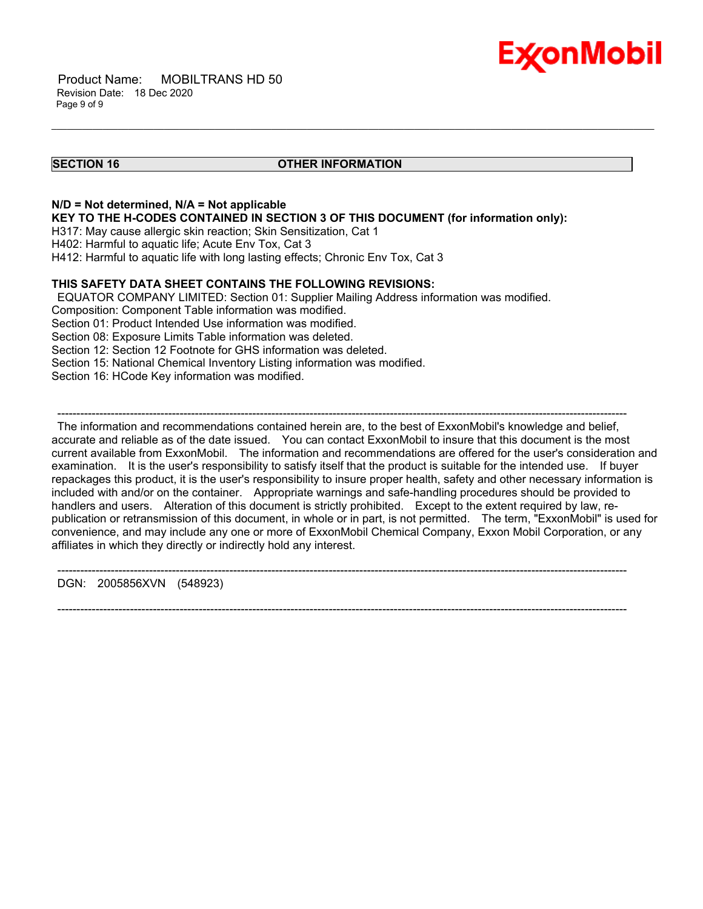## SECTION 16 OTHER INFORMATION

**N/D = Not determined, N/A = Not applicable**

**KEY TO THE H-CODES CONTAINED IN SECTION 3 OF THIS DOCUMENT (for information only):**

H317: May cause allergic skin reaction; Skin Sensitization, Cat 1
H402: Harmful to aquatic life; Acute Env Tox, Cat 3
H412: Harmful to aquatic life with long lasting effects; Chronic Env Tox, Cat 3

**THIS SAFETY DATA SHEET CONTAINS THE FOLLOWING REVISIONS:**

EQUATOR COMPANY LIMITED: Section 01: Supplier Mailing Address information was modified.
Composition: Component Table information was modified.
Section 01: Product Intended Use information was modified.
Section 08: Exposure Limits Table information was deleted.
Section 12: Section 12 Footnote for GHS information was deleted.
Section 15: National Chemical Inventory Listing information was modified.
Section 16: HCode Key information was modified.

-----------------------------------------------------------------------------------------------------------------------------------------------

The information and recommendations contained herein are, to the best of ExxonMobil's knowledge and belief, accurate and reliable as of the date issued. You can contact ExxonMobil to insure that this document is the most current available from ExxonMobil. The information and recommendations are offered for the user's consideration and examination. It is the user's responsibility to satisfy itself that the product is suitable for the intended use. If buyer repackages this product, it is the user's responsibility to insure proper health, safety and other necessary information is included with and/or on the container. Appropriate warnings and safe-handling procedures should be provided to handlers and users. Alteration of this document is strictly prohibited. Except to the extent required by law, re-publication or retransmission of this document, in whole or in part, is not permitted. The term, "ExxonMobil" is used for convenience, and may include any one or more of ExxonMobil Chemical Company, Exxon Mobil Corporation, or any affiliates in which they directly or indirectly hold any interest.

-----------------------------------------------------------------------------------------------------------------------------------------------

DGN: 2005856XVN (548923)

-----------------------------------------------------------------------------------------------------------------------------------------------